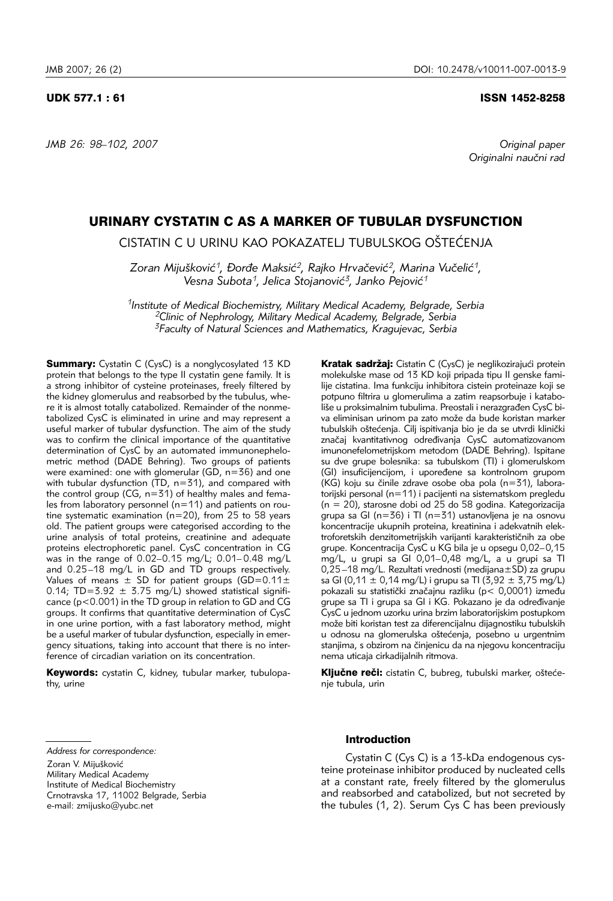UDK 577.1 : 61

ISSN 1452-8258

Original paper
Originalni naučni rad

# URINARY CYSTATIN C AS A MARKER OF TUBULAR DYSFUNCTION

## CISTATIN C U URINU KAO POKAZATELJ TUBULSKOG OŠTEĆENJA

*Zoran Mijušković[1], Đorđe Maksić[2], Rajko Hrvačević[2], Marina Vučelić[1], Vesna Subota[1], Jelica Stojanović[3], Janko Pejović[1]*

*[1]Institute of Medical Biochemistry, Military Medical Academy, Belgrade, Serbia*
*[2]Clinic of Nephrology, Military Medical Academy, Belgrade, Serbia*
*[3]Faculty of Natural Sciences and Mathematics, Kragujevac, Serbia*

**Summary:** Cystatin C (CysC) is a nonglycosylated 13 KD protein that belongs to the type II cystatin gene family. It is a strong inhibitor of cysteine proteinases, freely filtered by the kidney glomerulus and reabsorbed by the tubulus, where it is almost totally catabolized. Remainder of the nonmetabolized CysC is eliminated in urine and may represent a useful marker of tubular dysfunction. The aim of the study was to confirm the clinical importance of the quantitative determination of CysC by an automated immunonephelometric method (DADE Behring). Two groups of patients were examined: one with glomerular (GD, n=36) and one with tubular dysfunction (TD, n=31), and compared with the control group (CG, n=31) of healthy males and females from laboratory personnel (n=11) and patients on routine systematic examination (n=20), from 25 to 58 years old. The patient groups were categorised according to the urine analysis of total proteins, creatinine and adequate proteins electrophoretic panel. CysC concentration in CG was in the range of 0.02–0.15 mg/L; 0.01– 0.48 mg/L and 0.25–18 mg/L in GD and TD groups respectively. Values of means ± SD for patient groups (GD=0.11± 0.14; TD=3.92 ± 3.75 mg/L) showed statistical significance ($p<0.001$) in the TD group in relation to GD and CG groups. It confirms that quantitative determination of CysC in one urine portion, with a fast laboratory method, might be a useful marker of tubular dysfunction, especially in emergency situations, taking into account that there is no interference of circadian variation on its concentration.

**Keywords:** cystatin C, kidney, tubular marker, tubulopathy, urine

**Kratak sadržaj:** Cistatin C (CysC) je neglikozirajući protein molekulske mase od 13 KD koji pripada tipu II genske familije cistatina. Ima funkciju inhibitora cistein proteinaze koji se potpuno filtrira u glomerulima a zatim reapsorbuje i kataboliše u proksimalnim tubulima. Preostali i nerazgrađen CysC biva eliminisan urinom pa zato može da bude koristan marker tubulskih oštećenja. Cilj ispitivanja bio je da se utvrdi klinički značaj kvantitativnog određivanja CysC automatizovanom imunonefelometrijskom metodom (DADE Behring). Ispitane su dve grupe bolesnika: sa tubulskom (TI) i glomerulskom (GI) insuficijencijom, i upoređene sa kontrolnom grupom (KG) koju su činile zdrave osobe oba pola (n=31), laboratorijski personal (n=11) i pacijenti na sistematskom pregledu (n = 20), starosne dobi od 25 do 58 godina. Kategorizacija grupa sa GI (n=36) i TI (n=31) ustanovljena je na osnovu koncentracije ukupnih proteina, kreatinina i adekvatnih elektroforetskih denzitometrijskih varijanti karakterističnih za obe grupe. Koncentracija CysC u KG bila je u opsegu 0,02–0,15 mg/L, u grupi sa GI 0,01–0,48 mg/L, a u grupi sa TI 0,25–18 mg/L. Rezultati vrednosti (medijana±SD) za grupu sa GI (0,11 ± 0,14 mg/L) i grupu sa TI (3,92 ± 3,75 mg/L) pokazali su statistički značajnu razliku ($p< 0,0001$) između grupe sa TI i grupa sa GI i KG. Pokazano je da određivanje CysC u jednom uzorku urina brzim laboratorijskim postupkom može biti koristan test za diferencijalnu dijagnostiku tubulskih u odnosu na glomerulska oštećenja, posebno u urgentnim stanjima, s obzirom na činjenicu da na njegovu koncentraciju nema uticaja cirkadijalnih ritmova.

**Ključne reči:** cistatin C, bubreg, tubulski marker, oštećenje tubula, urin

*Address for correspondence:*
Zoran V. Mijušković
Military Medical Academy
Institute of Medical Biochemistry
Crnotravska 17, 11002 Belgrade, Serbia
e-mail: zmijusko@yubc.net

### Introduction

Cystatin C (Cys C) is a 13-kDa endogenous cysteine proteinase inhibitor produced by nucleated cells at a constant rate, freely filtered by the glomerulus and reabsorbed and catabolized, but not secreted by the tubules (1, 2). Serum Cys C has been previously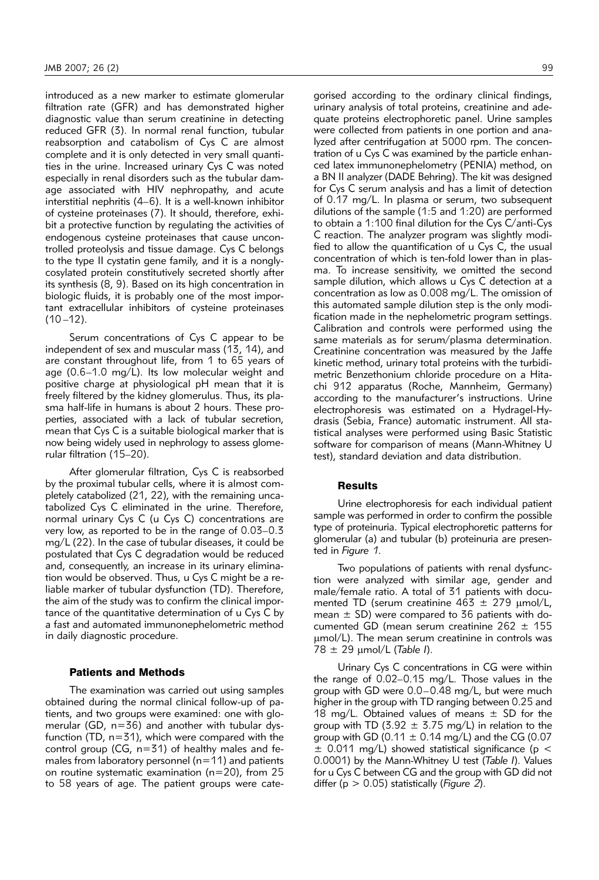introduced as a new marker to estimate glomerular filtration rate (GFR) and has demonstrated higher diagnostic value than serum creatinine in detecting reduced GFR (3). In normal renal function, tubular reabsorption and catabolism of Cys C are almost complete and it is only detected in very small quantities in the urine. Increased urinary Cys C was noted especially in renal disorders such as the tubular damage associated with HIV nephropathy, and acute interstitial nephritis (4–6). It is a well-known inhibitor of cysteine proteinases (7). It should, therefore, exhibit a protective function by regulating the activities of endogenous cysteine proteinases that cause uncontrolled proteolysis and tissue damage. Cys C belongs to the type II cystatin gene family, and it is a nonglycosylated protein constitutively secreted shortly after its synthesis (8, 9). Based on its high concentration in biologic fluids, it is probably one of the most important extracellular inhibitors of cysteine proteinases (10–12).

Serum concentrations of Cys C appear to be independent of sex and muscular mass (13, 14), and are constant throughout life, from 1 to 65 years of age (0.6–1.0 mg/L). Its low molecular weight and positive charge at physiological pH mean that it is freely filtered by the kidney glomerulus. Thus, its plasma half-life in humans is about 2 hours. These properties, associated with a lack of tubular secretion, mean that Cys C is a suitable biological marker that is now being widely used in nephrology to assess glomerular filtration (15–20).

After glomerular filtration, Cys C is reabsorbed by the proximal tubular cells, where it is almost completely catabolized (21, 22), with the remaining uncatabolized Cys C eliminated in the urine. Therefore, normal urinary Cys C (u Cys C) concentrations are very low, as reported to be in the range of 0.03–0.3 mg/L (22). In the case of tubular diseases, it could be postulated that Cys C degradation would be reduced and, consequently, an increase in its urinary elimination would be observed. Thus, u Cys C might be a reliable marker of tubular dysfunction (TD). Therefore, the aim of the study was to confirm the clinical importance of the quantitative determination of u Cys C by a fast and automated immunonephelometric method in daily diagnostic procedure.

## Patients and Methods

The examination was carried out using samples obtained during the normal clinical follow-up of patients, and two groups were examined: one with glomerular (GD, n=36) and another with tubular dysfunction (TD, n=31), which were compared with the control group (CG, n=31) of healthy males and females from laboratory personnel (n=11) and patients on routine systematic examination (n=20), from 25 to 58 years of age. The patient groups were categorised according to the ordinary clinical findings, urinary analysis of total proteins, creatinine and adequate proteins electrophoretic panel. Urine samples were collected from patients in one portion and analyzed after centrifugation at 5000 rpm. The concentration of u Cys C was examined by the particle enhanced latex immunonephelometry (PENIA) method, on a BN II analyzer (DADE Behring). The kit was designed for Cys C serum analysis and has a limit of detection of 0.17 mg/L. In plasma or serum, two subsequent dilutions of the sample (1:5 and 1:20) are performed to obtain a 1:100 final dilution for the Cys C/anti-Cys C reaction. The analyzer program was slightly modified to allow the quantification of u Cys C, the usual concentration of which is ten-fold lower than in plasma. To increase sensitivity, we omitted the second sample dilution, which allows u Cys C detection at a concentration as low as 0.008 mg/L. The omission of this automated sample dilution step is the only modification made in the nephelometric program settings. Calibration and controls were performed using the same materials as for serum/plasma determination. Creatinine concentration was measured by the Jaffe kinetic method, urinary total proteins with the turbidimetric Benzethonium chloride procedure on a Hitachi 912 apparatus (Roche, Mannheim, Germany) according to the manufacturer's instructions. Urine electrophoresis was estimated on a Hydragel-Hydrasis (Sebia, France) automatic instrument. All statistical analyses were performed using Basic Statistic software for comparison of means (Mann-Whitney U test), standard deviation and data distribution.

## Results

Urine electrophoresis for each individual patient sample was performed in order to confirm the possible type of proteinuria. Typical electrophoretic patterns for glomerular (a) and tubular (b) proteinuria are presented in *Figure 1*.

Two populations of patients with renal dysfunction were analyzed with similar age, gender and male/female ratio. A total of 31 patients with documented TD (serum creatinine 463 ± 279 μmol/L, mean ± SD) were compared to 36 patients with documented GD (mean serum creatinine 262 ± 155 μmol/L). The mean serum creatinine in controls was 78 ± 29 μmol/L (*Table I*).

Urinary Cys C concentrations in CG were within the range of 0.02–0.15 mg/L. Those values in the group with GD were 0.0–0.48 mg/L, but were much higher in the group with TD ranging between 0.25 and 18 mg/L. Obtained values of means ± SD for the group with TD (3.92 ± 3.75 mg/L) in relation to the group with GD (0.11 ± 0.14 mg/L) and the CG (0.07 ± 0.011 mg/L) showed statistical significance ($p < 0.0001$) by the Mann-Whitney U test (*Table I*). Values for u Cys C between CG and the group with GD did not differ ($p > 0.05$) statistically (*Figure 2*).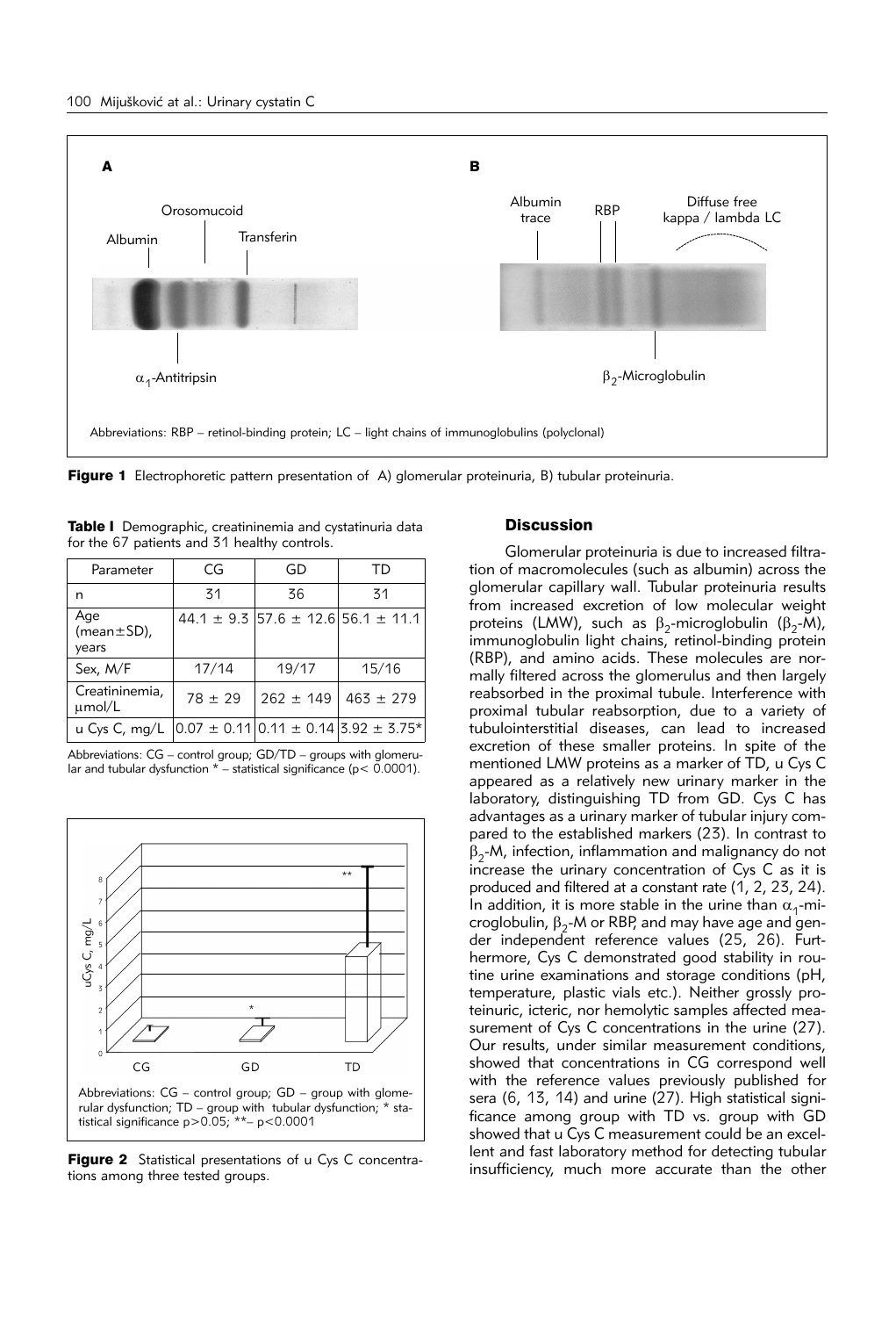Abbreviations: RBP – retinol-binding protein; LC – light chains of immunoglobulins (polyclonal)

**Figure 1** Electrophoretic pattern presentation of A) glomerular proteinuria, B) tubular proteinuria.

**Table I** Demographic, creatininemia and cystatinuria data for the 67 patients and 31 healthy controls.

| Parameter | CG | GD | TD |
|---|---|---|---|
| n | 31 | 36 | 31 |
| Age (mean±SD), years | 44.1 ± 9.3 | 57.6 ± 12.6 | 56.1 ± 11.1 |
| Sex, M/F | 17/14 | 19/17 | 15/16 |
| Creatininemia, μmol/L | 78 ± 29 | 262 ± 149 | 463 ± 279 |
| u Cys C, mg/L | 0.07 ± 0.11 | 0.11 ± 0.14 | 3.92 ± 3.75* |

Abbreviations: CG – control group; GD/TD – groups with glomerular and tubular dysfunction * – statistical significance ($p < 0.0001$).

Abbreviations: CG – control group; GD – group with glomerular dysfunction; TD – group with tubular dysfunction; * statistical significance $p > 0.05$; **– $p < 0.0001$

**Figure 2** Statistical presentations of u Cys C concentrations among three tested groups.

## Discussion

Glomerular proteinuria is due to increased filtration of macromolecules (such as albumin) across the glomerular capillary wall. Tubular proteinuria results from increased excretion of low molecular weight proteins (LMW), such as $\beta_2$-microglobulin ($\beta_2$-M), immunoglobulin light chains, retinol-binding protein (RBP), and amino acids. These molecules are normally filtered across the glomerulus and then largely reabsorbed in the proximal tubule. Interference with proximal tubular reabsorption, due to a variety of tubulointerstitial diseases, can lead to increased excretion of these smaller proteins. In spite of the mentioned LMW proteins as a marker of TD, u Cys C appeared as a relatively new urinary marker in the laboratory, distinguishing TD from GD. Cys C has advantages as a urinary marker of tubular injury compared to the established markers (23). In contrast to $\beta_2$-M, infection, inflammation and malignancy do not increase the urinary concentration of Cys C as it is produced and filtered at a constant rate (1, 2, 23, 24). In addition, it is more stable in the urine than $\alpha_1$-microglobulin, $\beta_2$-M or RBP, and may have age and gender independent reference values (25, 26). Furthermore, Cys C demonstrated good stability in routine urine examinations and storage conditions (pH, temperature, plastic vials etc.). Neither grossly proteinuric, icteric, nor hemolytic samples affected measurement of Cys C concentrations in the urine (27). Our results, under similar measurement conditions, showed that concentrations in CG correspond well with the reference values previously published for sera (6, 13, 14) and urine (27). High statistical significance among group with TD vs. group with GD showed that u Cys C measurement could be an excellent and fast laboratory method for detecting tubular insufficiency, much more accurate than the other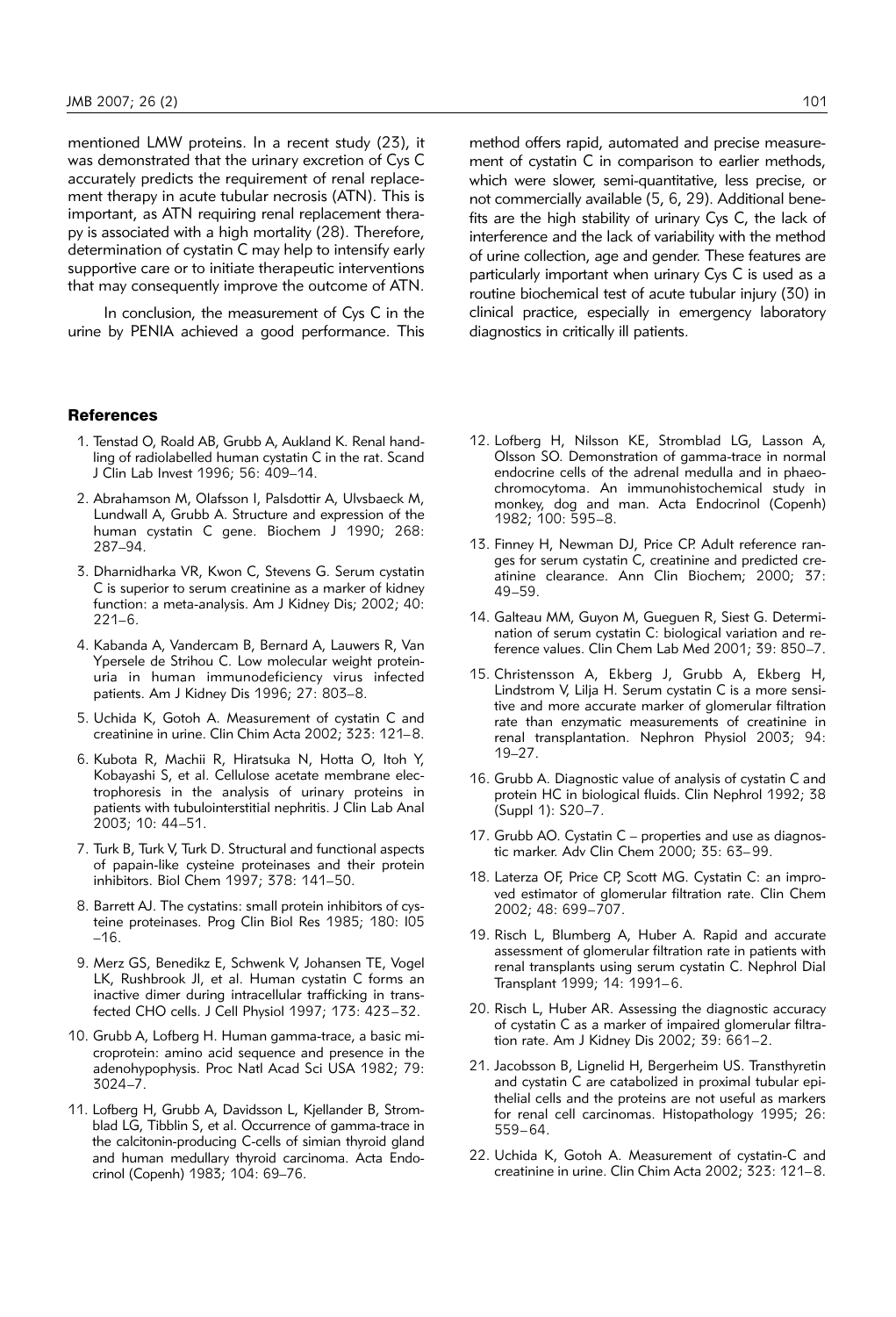mentioned LMW proteins. In a recent study (23), it was demonstrated that the urinary excretion of Cys C accurately predicts the requirement of renal replacement therapy in acute tubular necrosis (ATN). This is important, as ATN requiring renal replacement therapy is associated with a high mortality (28). Therefore, determination of cystatin C may help to intensify early supportive care or to initiate therapeutic interventions that may consequently improve the outcome of ATN.

In conclusion, the measurement of Cys C in the urine by PENIA achieved a good performance. This method offers rapid, automated and precise measurement of cystatin C in comparison to earlier methods, which were slower, semi-quantitative, less precise, or not commercially available (5, 6, 29). Additional benefits are the high stability of urinary Cys C, the lack of interference and the lack of variability with the method of urine collection, age and gender. These features are particularly important when urinary Cys C is used as a routine biochemical test of acute tubular injury (30) in clinical practice, especially in emergency laboratory diagnostics in critically ill patients.

## References

1. Tenstad O, Roald AB, Grubb A, Aukland K. Renal handling of radiolabelled human cystatin C in the rat. Scand J Clin Lab Invest 1996; 56: 409–14.
2. Abrahamson M, Olafsson I, Palsdottir A, Ulvsbaeck M, Lundwall A, Grubb A. Structure and expression of the human cystatin C gene. Biochem J 1990; 268: 287–94.
3. Dharnidharka VR, Kwon C, Stevens G. Serum cystatin C is superior to serum creatinine as a marker of kidney function: a meta-analysis. Am J Kidney Dis; 2002; 40: 221–6.
4. Kabanda A, Vandercam B, Bernard A, Lauwers R, Van Ypersele de Strihou C. Low molecular weight proteinuria in human immunodeficiency virus infected patients. Am J Kidney Dis 1996; 27: 803–8.
5. Uchida K, Gotoh A. Measurement of cystatin C and creatinine in urine. Clin Chim Acta 2002; 323: 121–8.
6. Kubota R, Machii R, Hiratsuka N, Hotta O, Itoh Y, Kobayashi S, et al. Cellulose acetate membrane electrophoresis in the analysis of urinary proteins in patients with tubulointerstitial nephritis. J Clin Lab Anal 2003; 10: 44–51.
7. Turk B, Turk V, Turk D. Structural and functional aspects of papain-like cysteine proteinases and their protein inhibitors. Biol Chem 1997; 378: 141–50.
8. Barrett AJ. The cystatins: small protein inhibitors of cysteine proteinases. Prog Clin Biol Res 1985; 180: I05 –16.
9. Merz GS, Benedikz E, Schwenk V, Johansen TE, Vogel LK, Rushbrook JI, et al. Human cystatin C forms an inactive dimer during intracellular trafficking in transfected CHO cells. J Cell Physiol 1997; 173: 423–32.
10. Grubb A, Lofberg H. Human gamma-trace, a basic microprotein: amino acid sequence and presence in the adenohypophysis. Proc Natl Acad Sci USA 1982; 79: 3024–7.
11. Lofberg H, Grubb A, Davidsson L, Kjellander B, Stromblad LG, Tibblin S, et al. Occurrence of gamma-trace in the calcitonin-producing C-cells of simian thyroid gland and human medullary thyroid carcinoma. Acta Endocrinol (Copenh) 1983; 104: 69–76.
12. Lofberg H, Nilsson KE, Stromblad LG, Lasson A, Olsson SO. Demonstration of gamma-trace in normal endocrine cells of the adrenal medulla and in phaeochromocytoma. An immunohistochemical study in monkey, dog and man. Acta Endocrinol (Copenh) 1982; 100: 595–8.
13. Finney H, Newman DJ, Price CP. Adult reference ranges for serum cystatin C, creatinine and predicted creatinine clearance. Ann Clin Biochem; 2000; 37: 49–59.
14. Galteau MM, Guyon M, Gueguen R, Siest G. Determination of serum cystatin C: biological variation and reference values. Clin Chem Lab Med 2001; 39: 850–7.
15. Christensson A, Ekberg J, Grubb A, Ekberg H, Lindstrom V, Lilja H. Serum cystatin C is a more sensitive and more accurate marker of glomerular filtration rate than enzymatic measurements of creatinine in renal transplantation. Nephron Physiol 2003; 94: 19–27.
16. Grubb A. Diagnostic value of analysis of cystatin C and protein HC in biological fluids. Clin Nephrol 1992; 38 (Suppl 1): S20–7.
17. Grubb AO. Cystatin C – properties and use as diagnostic marker. Adv Clin Chem 2000; 35: 63–99.
18. Laterza OF, Price CP, Scott MG. Cystatin C: an improved estimator of glomerular filtration rate. Clin Chem 2002; 48: 699–707.
19. Risch L, Blumberg A, Huber A. Rapid and accurate assessment of glomerular filtration rate in patients with renal transplants using serum cystatin C. Nephrol Dial Transplant 1999; 14: 1991–6.
20. Risch L, Huber AR. Assessing the diagnostic accuracy of cystatin C as a marker of impaired glomerular filtration rate. Am J Kidney Dis 2002; 39: 661–2.
21. Jacobsson B, Lignelid H, Bergerheim US. Transthyretin and cystatin C are catabolized in proximal tubular epithelial cells and the proteins are not useful as markers for renal cell carcinomas. Histopathology 1995; 26: 559–64.
22. Uchida K, Gotoh A. Measurement of cystatin-C and creatinine in urine. Clin Chim Acta 2002; 323: 121–8.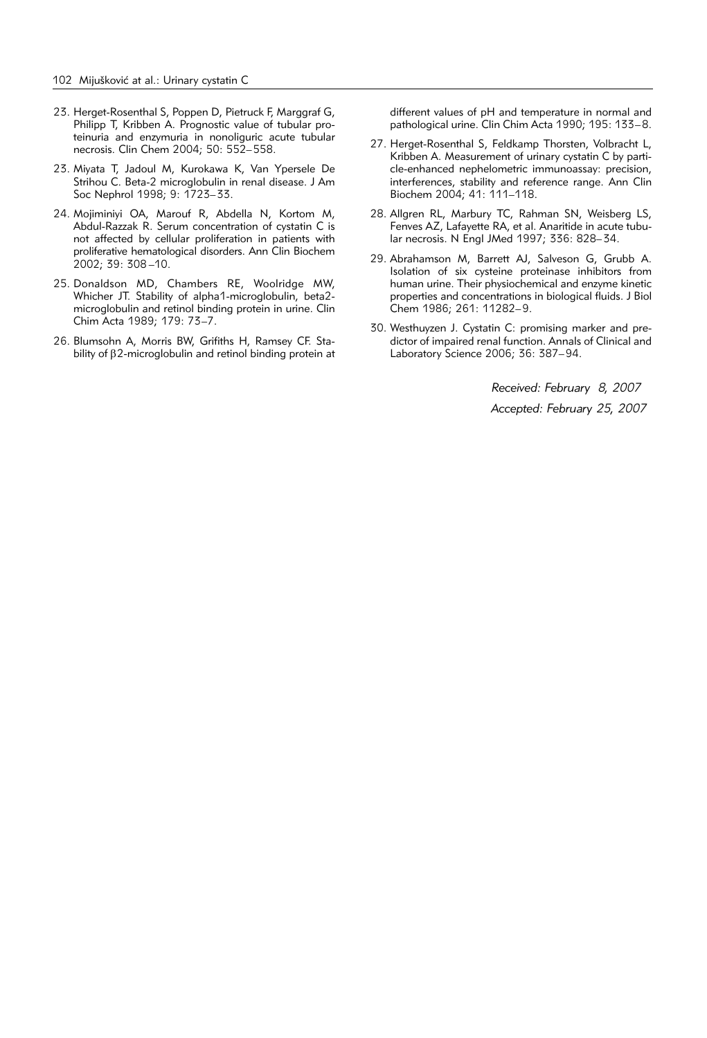23. Herget-Rosenthal S, Poppen D, Pietruck F, Marggraf G, Philipp T, Kribben A. Prognostic value of tubular proteinuria and enzymuria in nonoliguric acute tubular necrosis. Clin Chem 2004; 50: 552–558.

23. Miyata T, Jadoul M, Kurokawa K, Van Ypersele De Strihou C. Beta-2 microglobulin in renal disease. J Am Soc Nephrol 1998; 9: 1723–33.

24. Mojiminiyi OA, Marouf R, Abdella N, Kortom M, Abdul-Razzak R. Serum concentration of cystatin C is not affected by cellular proliferation in patients with proliferative hematological disorders. Ann Clin Biochem 2002; 39: 308–10.

25. Donaldson MD, Chambers RE, Woolridge MW, Whicher JT. Stability of alpha1-microglobulin, beta2-microglobulin and retinol binding protein in urine. Clin Chim Acta 1989; 179: 73–7.

26. Blumsohn A, Morris BW, Grifiths H, Ramsey CF. Stability of β2-microglobulin and retinol binding protein at different values of pH and temperature in normal and pathological urine. Clin Chim Acta 1990; 195: 133–8.

27. Herget-Rosenthal S, Feldkamp Thorsten, Volbracht L, Kribben A. Measurement of urinary cystatin C by particle-enhanced nephelometric immunoassay: precision, interferences, stability and reference range. Ann Clin Biochem 2004; 41: 111–118.

28. Allgren RL, Marbury TC, Rahman SN, Weisberg LS, Fenves AZ, Lafayette RA, et al. Anaritide in acute tubular necrosis. N Engl JMed 1997; 336: 828–34.

29. Abrahamson M, Barrett AJ, Salveson G, Grubb A. Isolation of six cysteine proteinase inhibitors from human urine. Their physiochemical and enzyme kinetic properties and concentrations in biological fluids. J Biol Chem 1986; 261: 11282–9.

30. Westhuyzen J. Cystatin C: promising marker and predictor of impaired renal function. Annals of Clinical and Laboratory Science 2006; 36: 387–94.

*Received: February 8, 2007*

*Accepted: February 25, 2007*